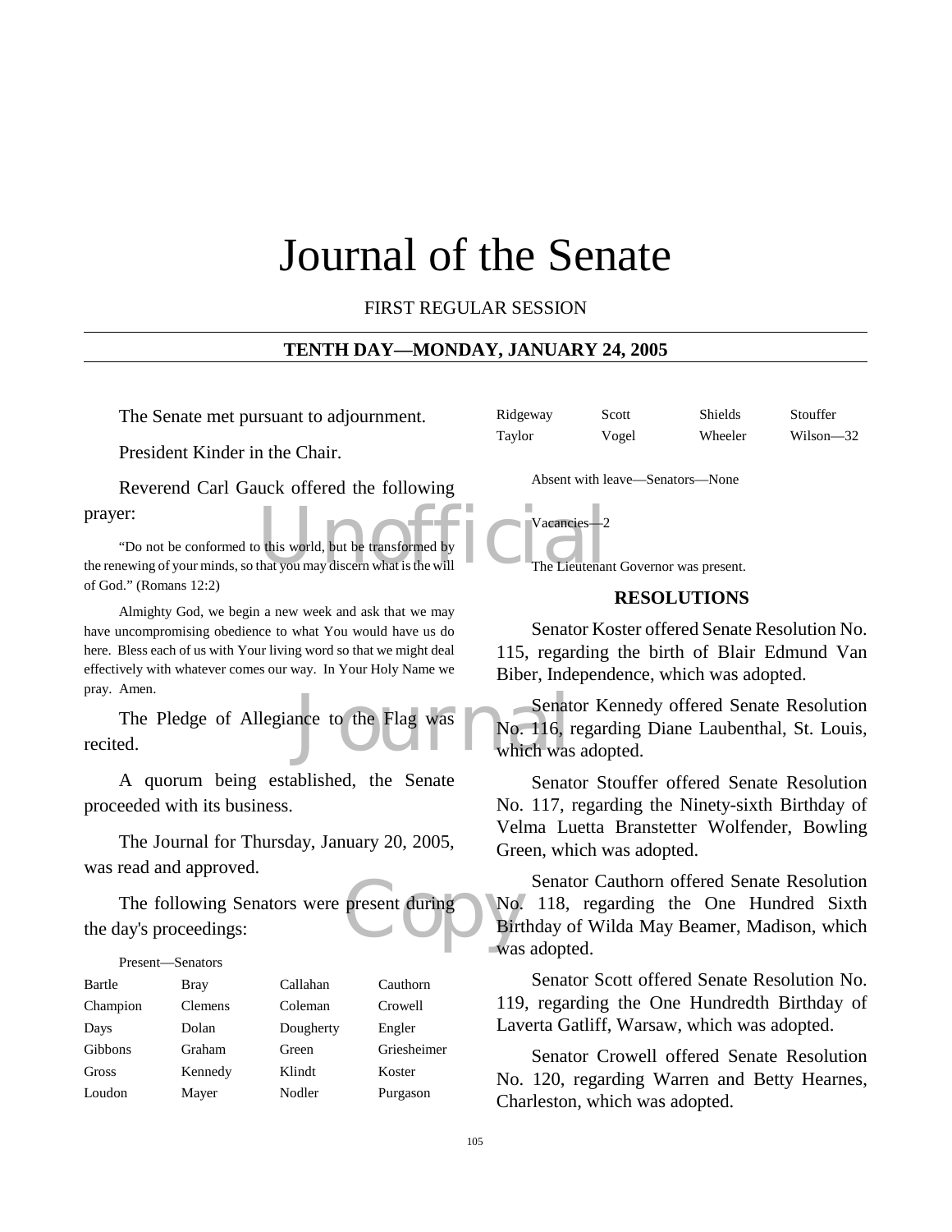# Journal of the Senate

FIRST REGULAR SESSION

**TENTH DAY—MONDAY, JANUARY 24, 2005**

The Senate met pursuant to adjournment.

President Kinder in the Chair.

Reverend Carl Gauck offered the following prayer:

"Do not be conformed to this world, but be transformed by the renewing of your minds, so that you may discern what is the will of God." (Romans 12:2)

Almighty God, we begin a new week and ask that we may have uncompromising obedience to what You would have us do here. Bless each of us with Your living word so that we might deal effectively with whatever comes our way. In Your Holy Name we pray. Amen.

The Pledge of Allegiance to the Flag was recited.

A quorum being established, the Senate proceeded with its business.

The Journal for Thursday, January 20, 2005, was read and approved.

The following Senators were present during the day's proceedings:

Present—Senators

| | | | |
|---|---|---|---|
| Bartle | Bray | Callahan | Cauthorn |
| Champion | Clemens | Coleman | Crowell |
| Days | Dolan | Dougherty | Engler |
| Gibbons | Graham | Green | Griesheimer |
| Gross | Kennedy | Klindt | Koster |
| Loudon | Mayer | Nodler | Purgason |
| Ridgeway | Scott | Shields | Stouffer |
| Taylor | Vogel | Wheeler | Wilson—32 |

Absent with leave—Senators—None

Vacancies—2

The Lieutenant Governor was present.

## RESOLUTIONS

Senator Koster offered Senate Resolution No. 115, regarding the birth of Blair Edmund Van Biber, Independence, which was adopted.

Senator Kennedy offered Senate Resolution No. 116, regarding Diane Laubenthal, St. Louis, which was adopted.

Senator Stouffer offered Senate Resolution No. 117, regarding the Ninety-sixth Birthday of Velma Luetta Branstetter Wolfender, Bowling Green, which was adopted.

Senator Cauthorn offered Senate Resolution No. 118, regarding the One Hundred Sixth Birthday of Wilda May Beamer, Madison, which was adopted.

Senator Scott offered Senate Resolution No. 119, regarding the One Hundredth Birthday of Laverta Gatliff, Warsaw, which was adopted.

Senator Crowell offered Senate Resolution No. 120, regarding Warren and Betty Hearnes, Charleston, which was adopted.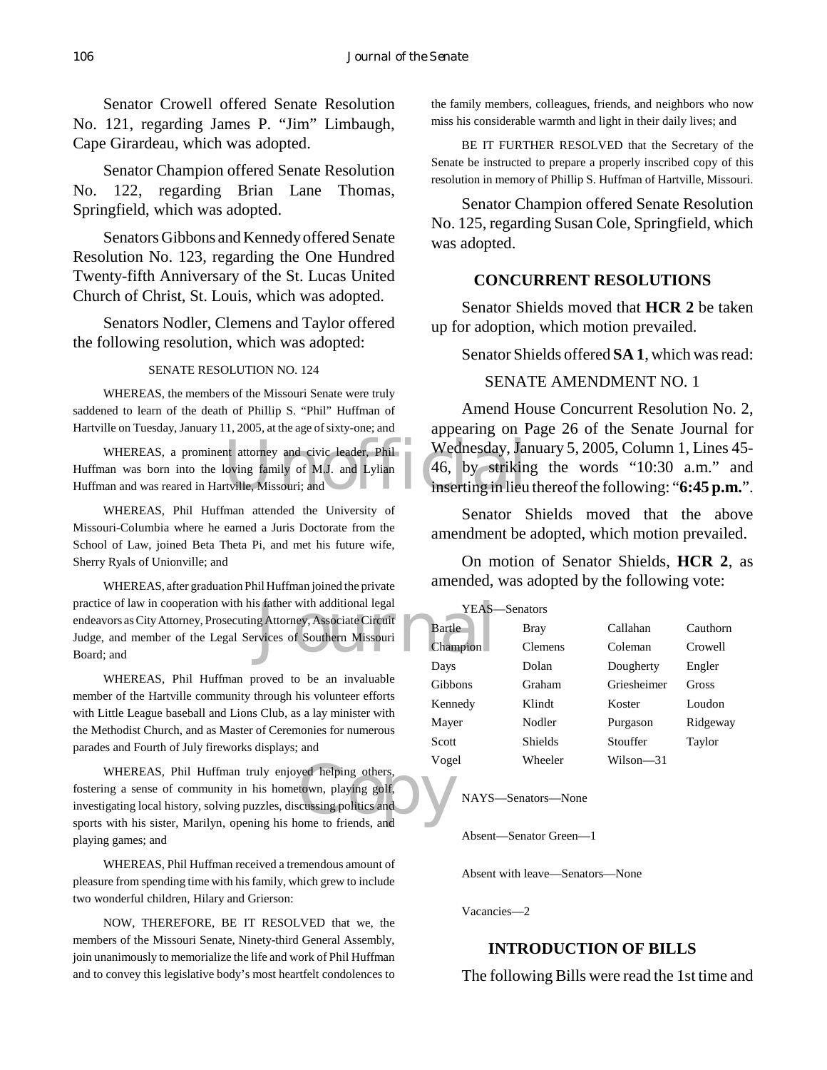Senator Crowell offered Senate Resolution No. 121, regarding James P. "Jim" Limbaugh, Cape Girardeau, which was adopted.

Senator Champion offered Senate Resolution No. 122, regarding Brian Lane Thomas, Springfield, which was adopted.

Senators Gibbons and Kennedy offered Senate Resolution No. 123, regarding the One Hundred Twenty-fifth Anniversary of the St. Lucas United Church of Christ, St. Louis, which was adopted.

Senators Nodler, Clemens and Taylor offered the following resolution, which was adopted:

SENATE RESOLUTION NO. 124

WHEREAS, the members of the Missouri Senate were truly saddened to learn of the death of Phillip S. "Phil" Huffman of Hartville on Tuesday, January 11, 2005, at the age of sixty-one; and

WHEREAS, a prominent attorney and civic leader, Phil Huffman was born into the loving family of M.J. and Lylian Huffman and was reared in Hartville, Missouri; and

WHEREAS, Phil Huffman attended the University of Missouri-Columbia where he earned a Juris Doctorate from the School of Law, joined Beta Theta Pi, and met his future wife, Sherry Ryals of Unionville; and

WHEREAS, after graduation Phil Huffman joined the private practice of law in cooperation with his father with additional legal endeavors as City Attorney, Prosecuting Attorney, Associate Circuit Judge, and member of the Legal Services of Southern Missouri Board; and

WHEREAS, Phil Huffman proved to be an invaluable member of the Hartville community through his volunteer efforts with Little League baseball and Lions Club, as a lay minister with the Methodist Church, and as Master of Ceremonies for numerous parades and Fourth of July fireworks displays; and

WHEREAS, Phil Huffman truly enjoyed helping others, fostering a sense of community in his hometown, playing golf, investigating local history, solving puzzles, discussing politics and sports with his sister, Marilyn, opening his home to friends, and playing games; and

WHEREAS, Phil Huffman received a tremendous amount of pleasure from spending time with his family, which grew to include two wonderful children, Hilary and Grierson:

NOW, THEREFORE, BE IT RESOLVED that we, the members of the Missouri Senate, Ninety-third General Assembly, join unanimously to memorialize the life and work of Phil Huffman and to convey this legislative body's most heartfelt condolences to the family members, colleagues, friends, and neighbors who now miss his considerable warmth and light in their daily lives; and

BE IT FURTHER RESOLVED that the Secretary of the Senate be instructed to prepare a properly inscribed copy of this resolution in memory of Phillip S. Huffman of Hartville, Missouri.

Senator Champion offered Senate Resolution No. 125, regarding Susan Cole, Springfield, which was adopted.

## CONCURRENT RESOLUTIONS

Senator Shields moved that **HCR 2** be taken up for adoption, which motion prevailed.

Senator Shields offered **SA 1**, which was read:

SENATE AMENDMENT NO. 1

Amend House Concurrent Resolution No. 2, appearing on Page 26 of the Senate Journal for Wednesday, January 5, 2005, Column 1, Lines 45-46, by striking the words "10:30 a.m." and inserting in lieu thereof the following: "**6:45 p.m.**".

Senator Shields moved that the above amendment be adopted, which motion prevailed.

On motion of Senator Shields, **HCR 2**, as amended, was adopted by the following vote:

YEAS—Senators

| | | | |
|---|---|---|---|
| Bartle | Bray | Callahan | Cauthorn |
| Champion | Clemens | Coleman | Crowell |
| Days | Dolan | Dougherty | Engler |
| Gibbons | Graham | Griesheimer | Gross |
| Kennedy | Klindt | Koster | Loudon |
| Mayer | Nodler | Purgason | Ridgeway |
| Scott | Shields | Stouffer | Taylor |
| Vogel | Wheeler | Wilson—31 | |

NAYS—Senators—None

Absent—Senator Green—1

Absent with leave—Senators—None

Vacancies—2

## INTRODUCTION OF BILLS

The following Bills were read the 1st time and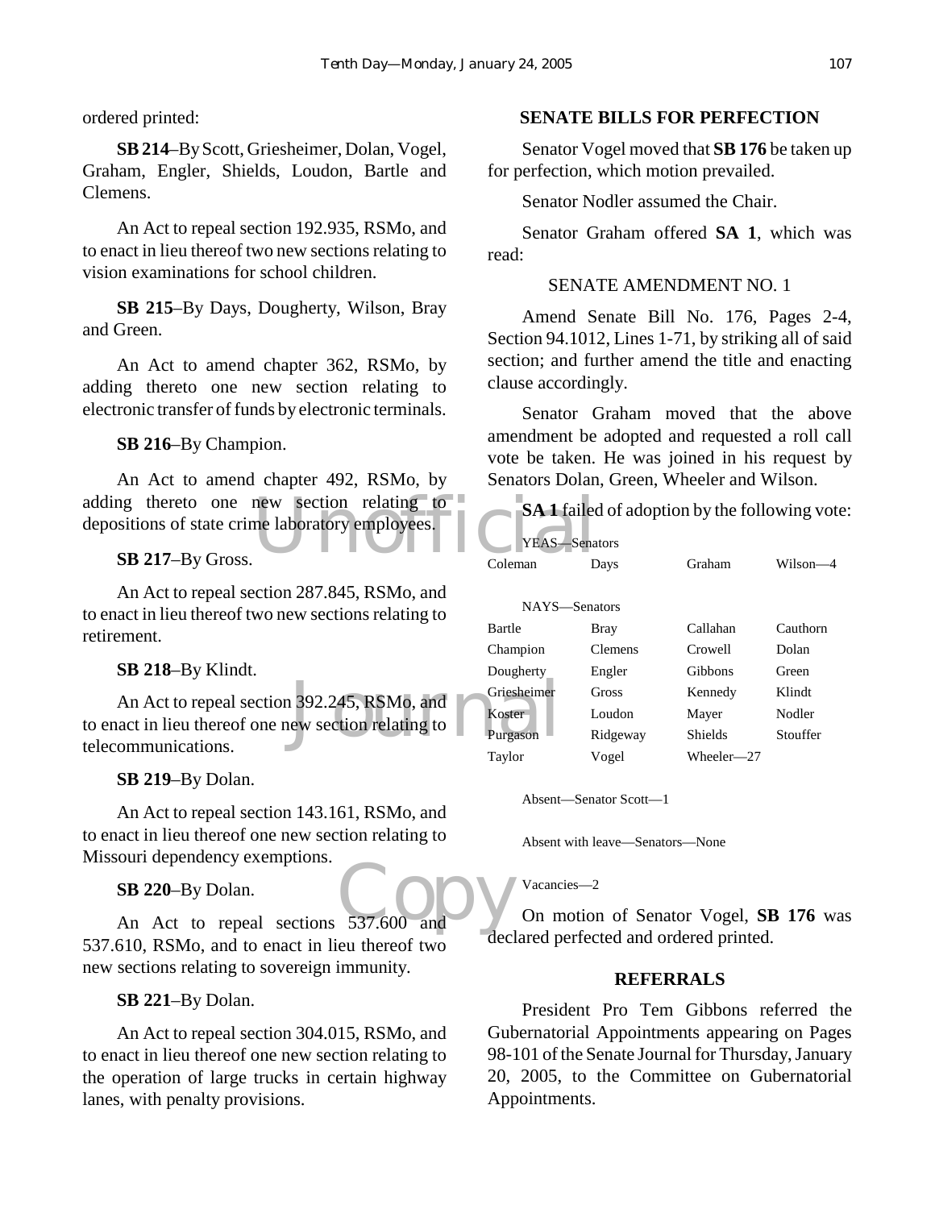ordered printed:

**SB 214**–By Scott, Griesheimer, Dolan, Vogel, Graham, Engler, Shields, Loudon, Bartle and Clemens.

An Act to repeal section 192.935, RSMo, and to enact in lieu thereof two new sections relating to vision examinations for school children.

**SB 215**–By Days, Dougherty, Wilson, Bray and Green.

An Act to amend chapter 362, RSMo, by adding thereto one new section relating to electronic transfer of funds by electronic terminals.

**SB 216**–By Champion.

An Act to amend chapter 492, RSMo, by adding thereto one new section relating to depositions of state crime laboratory employees.

**SB 217**–By Gross.

An Act to repeal section 287.845, RSMo, and to enact in lieu thereof two new sections relating to retirement.

**SB 218**–By Klindt.

An Act to repeal section 392.245, RSMo, and to enact in lieu thereof one new section relating to telecommunications.

**SB 219**–By Dolan.

An Act to repeal section 143.161, RSMo, and to enact in lieu thereof one new section relating to Missouri dependency exemptions.

**SB 220**–By Dolan.

An Act to repeal sections 537.600 and 537.610, RSMo, and to enact in lieu thereof two new sections relating to sovereign immunity.

**SB 221**–By Dolan.

An Act to repeal section 304.015, RSMo, and to enact in lieu thereof one new section relating to the operation of large trucks in certain highway lanes, with penalty provisions.

## SENATE BILLS FOR PERFECTION

Senator Vogel moved that **SB 176** be taken up for perfection, which motion prevailed.

Senator Nodler assumed the Chair.

Senator Graham offered **SA 1**, which was read:

SENATE AMENDMENT NO. 1

Amend Senate Bill No. 176, Pages 2-4, Section 94.1012, Lines 1-71, by striking all of said section; and further amend the title and enacting clause accordingly.

Senator Graham moved that the above amendment be adopted and requested a roll call vote be taken. He was joined in his request by Senators Dolan, Green, Wheeler and Wilson.

**SA 1** failed of adoption by the following vote:

YEAS—Senators

| | | | |
|---|---|---|---|
| Coleman | Days | Graham | Wilson—4 |

NAYS—Senators

| | | | |
|---|---|---|---|
| Bartle | Bray | Callahan | Cauthorn |
| Champion | Clemens | Crowell | Dolan |
| Dougherty | Engler | Gibbons | Green |
| Griesheimer | Gross | Kennedy | Klindt |
| Koster | Loudon | Mayer | Nodler |
| Purgason | Ridgeway | Shields | Stouffer |
| Taylor | Vogel | Wheeler—27 | |

Absent—Senator Scott—1

Absent with leave—Senators—None

Vacancies—2

On motion of Senator Vogel, **SB 176** was declared perfected and ordered printed.

## REFERRALS

President Pro Tem Gibbons referred the Gubernatorial Appointments appearing on Pages 98-101 of the Senate Journal for Thursday, January 20, 2005, to the Committee on Gubernatorial Appointments.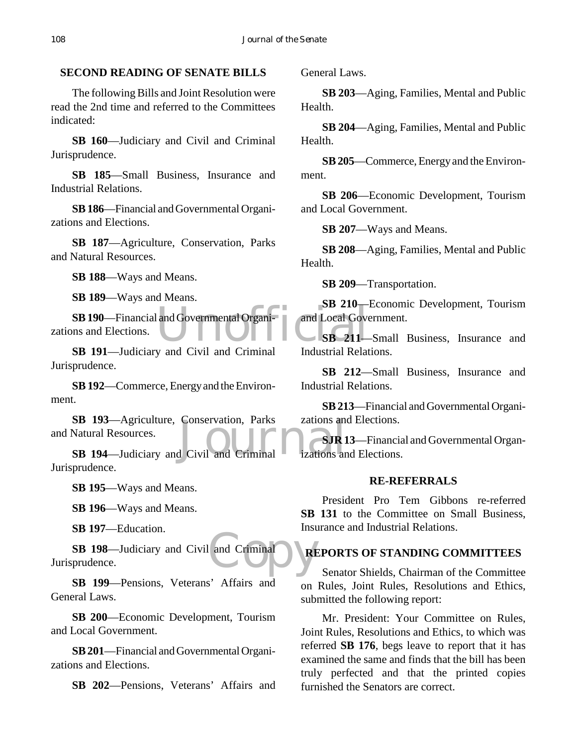## SECOND READING OF SENATE BILLS

The following Bills and Joint Resolution were read the 2nd time and referred to the Committees indicated:

**SB 160**—Judiciary and Civil and Criminal Jurisprudence.

**SB 185**—Small Business, Insurance and Industrial Relations.

**SB 186**—Financial and Governmental Organizations and Elections.

**SB 187**—Agriculture, Conservation, Parks and Natural Resources.

**SB 188**—Ways and Means.

**SB 189**—Ways and Means.

**SB 190**—Financial and Governmental Organizations and Elections.

**SB 191**—Judiciary and Civil and Criminal Jurisprudence.

**SB 192**—Commerce, Energy and the Environment.

**SB 193**—Agriculture, Conservation, Parks and Natural Resources.

**SB 194**—Judiciary and Civil and Criminal Jurisprudence.

**SB 195**—Ways and Means.

**SB 196**—Ways and Means.

**SB 197**—Education.

**SB 198**—Judiciary and Civil and Criminal Jurisprudence.

**SB 199**—Pensions, Veterans' Affairs and General Laws.

**SB 200**—Economic Development, Tourism and Local Government.

**SB 201**—Financial and Governmental Organizations and Elections.

**SB 202**—Pensions, Veterans' Affairs and General Laws.

**SB 203**—Aging, Families, Mental and Public Health.

**SB 204**—Aging, Families, Mental and Public Health.

**SB 205**—Commerce, Energy and the Environment.

**SB 206**—Economic Development, Tourism and Local Government.

**SB 207**—Ways and Means.

**SB 208**—Aging, Families, Mental and Public Health.

**SB 209**—Transportation.

**SB 210**—Economic Development, Tourism and Local Government.

**SB 211**—Small Business, Insurance and Industrial Relations.

**SB 212**—Small Business, Insurance and Industrial Relations.

**SB 213**—Financial and Governmental Organizations and Elections.

**SJR 13**—Financial and Governmental Organizations and Elections.

## RE-REFERRALS

President Pro Tem Gibbons re-referred **SB 131** to the Committee on Small Business, Insurance and Industrial Relations.

## REPORTS OF STANDING COMMITTEES

Senator Shields, Chairman of the Committee on Rules, Joint Rules, Resolutions and Ethics, submitted the following report:

Mr. President: Your Committee on Rules, Joint Rules, Resolutions and Ethics, to which was referred **SB 176**, begs leave to report that it has examined the same and finds that the bill has been truly perfected and that the printed copies furnished the Senators are correct.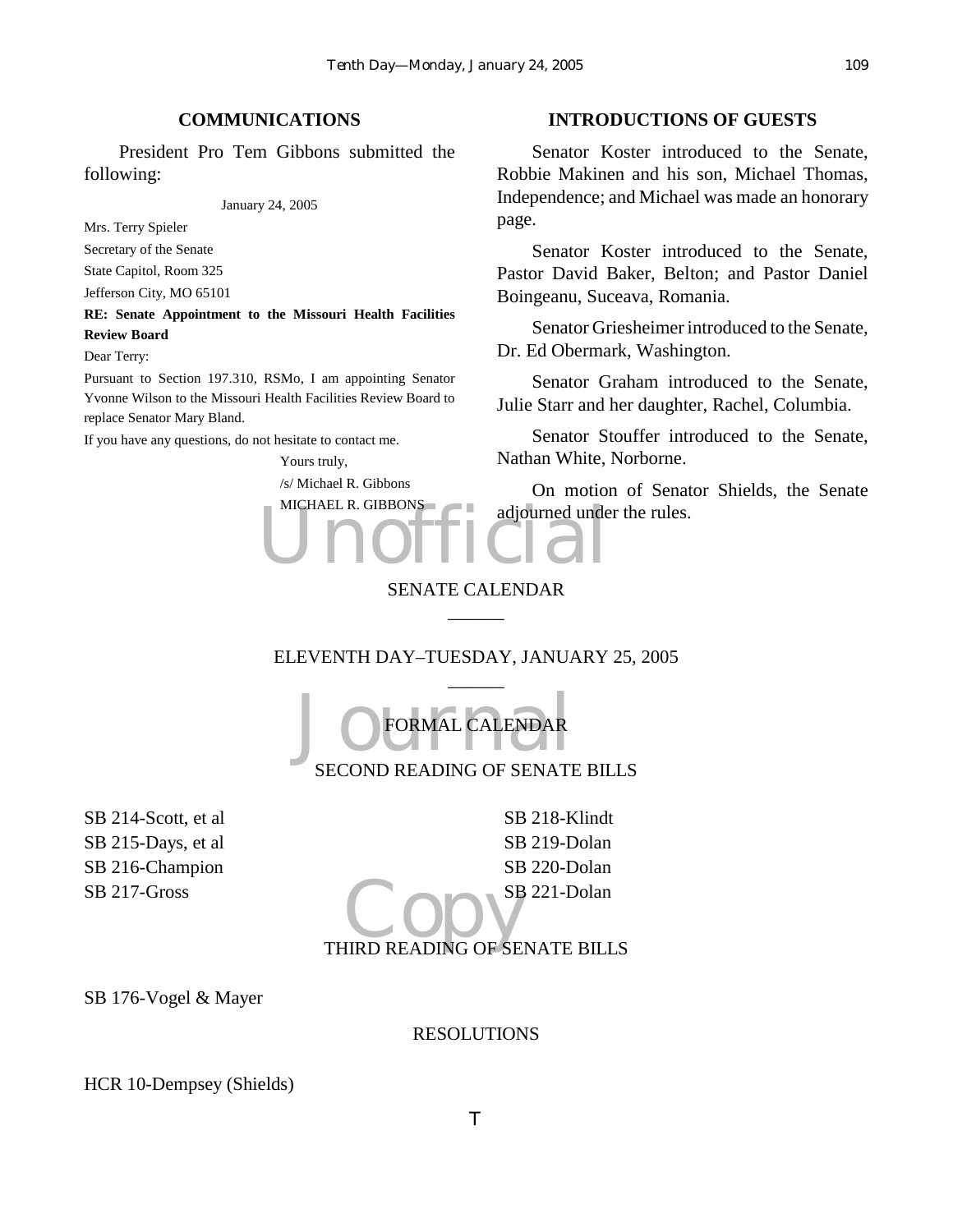## COMMUNICATIONS

President Pro Tem Gibbons submitted the following:

January 24, 2005

Mrs. Terry Spieler

Secretary of the Senate

State Capitol, Room 325

Jefferson City, MO 65101

**RE: Senate Appointment to the Missouri Health Facilities Review Board**

Dear Terry:

Pursuant to Section 197.310, RSMo, I am appointing Senator Yvonne Wilson to the Missouri Health Facilities Review Board to replace Senator Mary Bland.

If you have any questions, do not hesitate to contact me.

Yours truly,

/s/ Michael R. Gibbons

MICHAEL R. GIBBONS

## INTRODUCTIONS OF GUESTS

Senator Koster introduced to the Senate, Robbie Makinen and his son, Michael Thomas, Independence; and Michael was made an honorary page.

Senator Koster introduced to the Senate, Pastor David Baker, Belton; and Pastor Daniel Boingeanu, Suceava, Romania.

Senator Griesheimer introduced to the Senate, Dr. Ed Obermark, Washington.

Senator Graham introduced to the Senate, Julie Starr and her daughter, Rachel, Columbia.

Senator Stouffer introduced to the Senate, Nathan White, Norborne.

On motion of Senator Shields, the Senate adjourned under the rules.

## SENATE CALENDAR

### ELEVENTH DAY–TUESDAY, JANUARY 25, 2005

### FORMAL CALENDAR

### SECOND READING OF SENATE BILLS

SB 214-Scott, et al
SB 215-Days, et al
SB 216-Champion
SB 217-Gross
SB 218-Klindt
SB 219-Dolan
SB 220-Dolan
SB 221-Dolan

### THIRD READING OF SENATE BILLS

SB 176-Vogel & Mayer

### RESOLUTIONS

HCR 10-Dempsey (Shields)